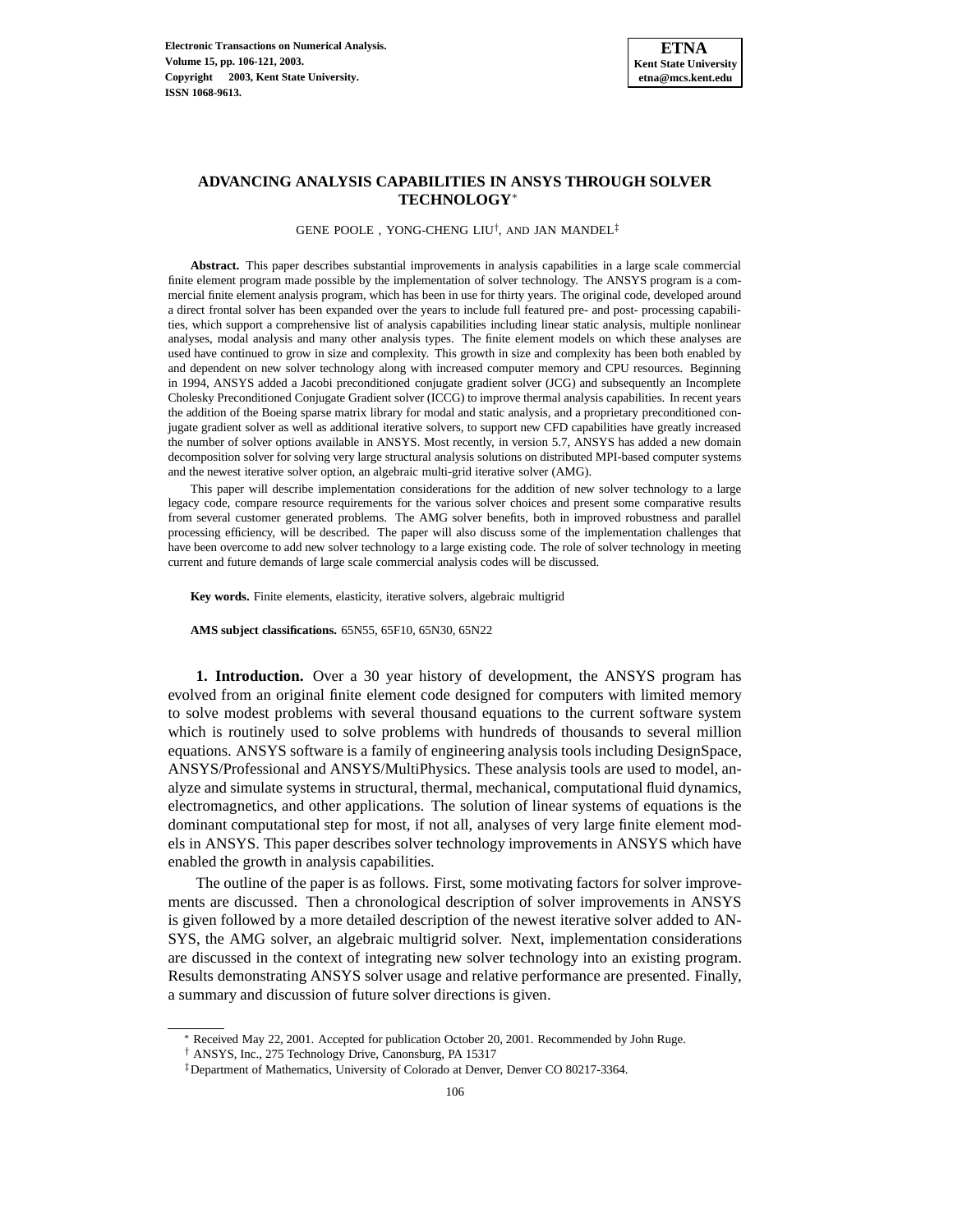# ADVANCING ANALYSIS CAPABILITIES IN ANSYS THROUGH SOLVER TECHNOLOGY[*]

GENE POOLE , YONG-CHENG LIU[†], AND JAN MANDEL[‡]

**Abstract.** This paper describes substantial improvements in analysis capabilities in a large scale commercial finite element program made possible by the implementation of solver technology. The ANSYS program is a commercial finite element analysis program, which has been in use for thirty years. The original code, developed around a direct frontal solver has been expanded over the years to include full featured pre- and post- processing capabilities, which support a comprehensive list of analysis capabilities including linear static analysis, multiple nonlinear analyses, modal analysis and many other analysis types. The finite element models on which these analyses are used have continued to grow in size and complexity. This growth in size and complexity has been both enabled by and dependent on new solver technology along with increased computer memory and CPU resources. Beginning in 1994, ANSYS added a Jacobi preconditioned conjugate gradient solver (JCG) and subsequently an Incomplete Cholesky Preconditioned Conjugate Gradient solver (ICCG) to improve thermal analysis capabilities. In recent years the addition of the Boeing sparse matrix library for modal and static analysis, and a proprietary preconditioned conjugate gradient solver as well as additional iterative solvers, to support new CFD capabilities have greatly increased the number of solver options available in ANSYS. Most recently, in version 5.7, ANSYS has added a new domain decomposition solver for solving very large structural analysis solutions on distributed MPI-based computer systems and the newest iterative solver option, an algebraic multi-grid iterative solver (AMG).

This paper will describe implementation considerations for the addition of new solver technology to a large legacy code, compare resource requirements for the various solver choices and present some comparative results from several customer generated problems. The AMG solver benefits, both in improved robustness and parallel processing efficiency, will be described. The paper will also discuss some of the implementation challenges that have been overcome to add new solver technology to a large existing code. The role of solver technology in meeting current and future demands of large scale commercial analysis codes will be discussed.

**Key words.** Finite elements, elasticity, iterative solvers, algebraic multigrid

**AMS subject classifications.** 65N55, 65F10, 65N30, 65N22

## 1. Introduction.

Over a 30 year history of development, the ANSYS program has evolved from an original finite element code designed for computers with limited memory to solve modest problems with several thousand equations to the current software system which is routinely used to solve problems with hundreds of thousands to several million equations. ANSYS software is a family of engineering analysis tools including DesignSpace, ANSYS/Professional and ANSYS/MultiPhysics. These analysis tools are used to model, analyze and simulate systems in structural, thermal, mechanical, computational fluid dynamics, electromagnetics, and other applications. The solution of linear systems of equations is the dominant computational step for most, if not all, analyses of very large finite element models in ANSYS. This paper describes solver technology improvements in ANSYS which have enabled the growth in analysis capabilities.

The outline of the paper is as follows. First, some motivating factors for solver improvements are discussed. Then a chronological description of solver improvements in ANSYS is given followed by a more detailed description of the newest iterative solver added to ANSYS, the AMG solver, an algebraic multigrid solver. Next, implementation considerations are discussed in the context of integrating new solver technology into an existing program. Results demonstrating ANSYS solver usage and relative performance are presented. Finally, a summary and discussion of future solver directions is given.

[*] Received May 22, 2001. Accepted for publication October 20, 2001. Recommended by John Ruge.

[†] ANSYS, Inc., 275 Technology Drive, Canonsburg, PA 15317

[‡] Department of Mathematics, University of Colorado at Denver, Denver CO 80217-3364.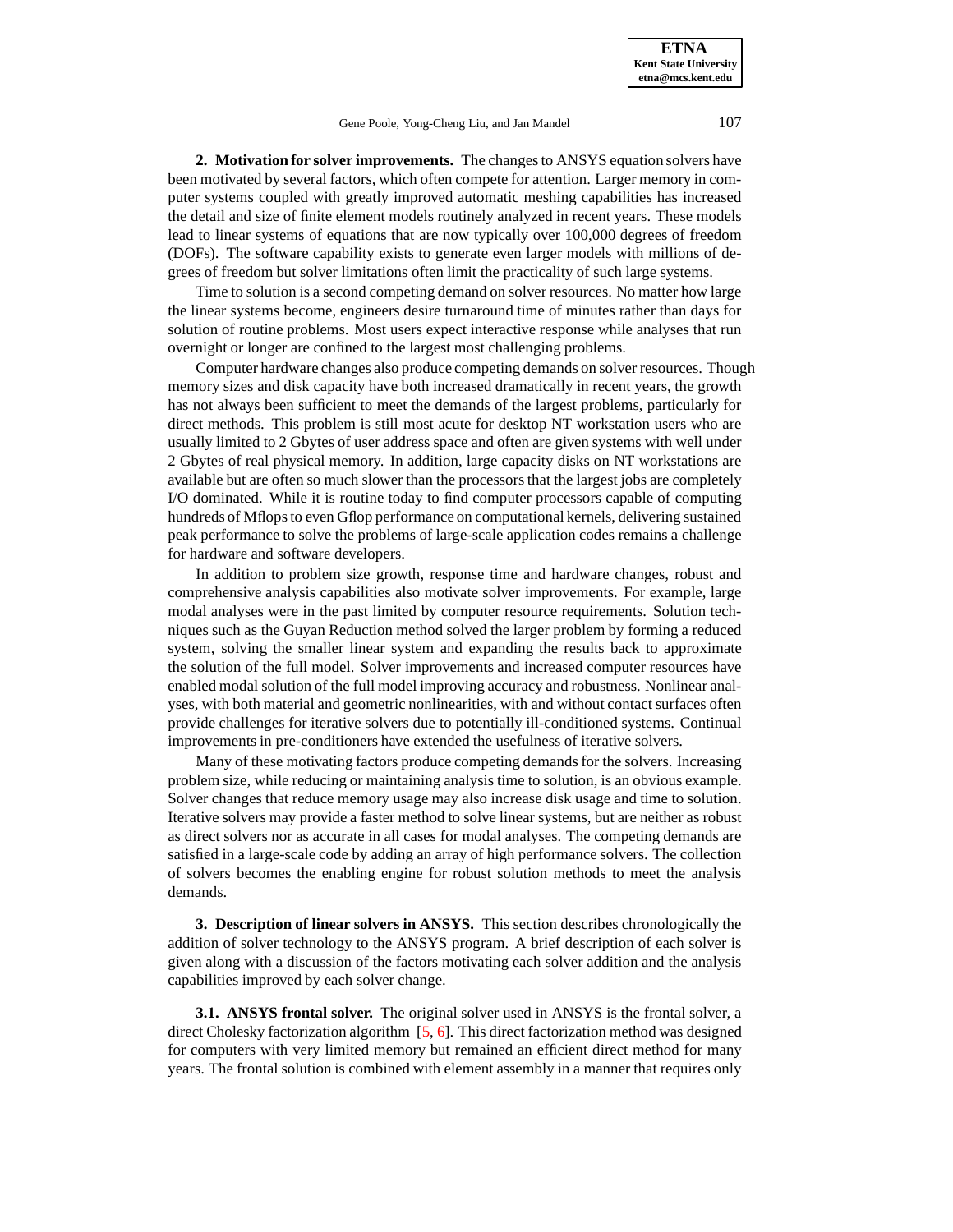**2. Motivation for solver improvements.** The changes to ANSYS equation solvers have been motivated by several factors, which often compete for attention. Larger memory in computer systems coupled with greatly improved automatic meshing capabilities has increased the detail and size of finite element models routinely analyzed in recent years. These models lead to linear systems of equations that are now typically over 100,000 degrees of freedom (DOFs). The software capability exists to generate even larger models with millions of degrees of freedom but solver limitations often limit the practicality of such large systems.

Time to solution is a second competing demand on solver resources. No matter how large the linear systems become, engineers desire turnaround time of minutes rather than days for solution of routine problems. Most users expect interactive response while analyses that run overnight or longer are confined to the largest most challenging problems.

Computer hardware changes also produce competing demands on solver resources. Though memory sizes and disk capacity have both increased dramatically in recent years, the growth has not always been sufficient to meet the demands of the largest problems, particularly for direct methods. This problem is still most acute for desktop NT workstation users who are usually limited to 2 Gbytes of user address space and often are given systems with well under 2 Gbytes of real physical memory. In addition, large capacity disks on NT workstations are available but are often so much slower than the processors that the largest jobs are completely I/O dominated. While it is routine today to find computer processors capable of computing hundreds of Mflops to even Gflop performance on computational kernels, delivering sustained peak performance to solve the problems of large-scale application codes remains a challenge for hardware and software developers.

In addition to problem size growth, response time and hardware changes, robust and comprehensive analysis capabilities also motivate solver improvements. For example, large modal analyses were in the past limited by computer resource requirements. Solution techniques such as the Guyan Reduction method solved the larger problem by forming a reduced system, solving the smaller linear system and expanding the results back to approximate the solution of the full model. Solver improvements and increased computer resources have enabled modal solution of the full model improving accuracy and robustness. Nonlinear analyses, with both material and geometric nonlinearities, with and without contact surfaces often provide challenges for iterative solvers due to potentially ill-conditioned systems. Continual improvements in pre-conditioners have extended the usefulness of iterative solvers.

Many of these motivating factors produce competing demands for the solvers. Increasing problem size, while reducing or maintaining analysis time to solution, is an obvious example. Solver changes that reduce memory usage may also increase disk usage and time to solution. Iterative solvers may provide a faster method to solve linear systems, but are neither as robust as direct solvers nor as accurate in all cases for modal analyses. The competing demands are satisfied in a large-scale code by adding an array of high performance solvers. The collection of solvers becomes the enabling engine for robust solution methods to meet the analysis demands.

**3. Description of linear solvers in ANSYS.** This section describes chronologically the addition of solver technology to the ANSYS program. A brief description of each solver is given along with a discussion of the factors motivating each solver addition and the analysis capabilities improved by each solver change.

**3.1. ANSYS frontal solver.** The original solver used in ANSYS is the frontal solver, a direct Cholesky factorization algorithm [5, 6]. This direct factorization method was designed for computers with very limited memory but remained an efficient direct method for many years. The frontal solution is combined with element assembly in a manner that requires only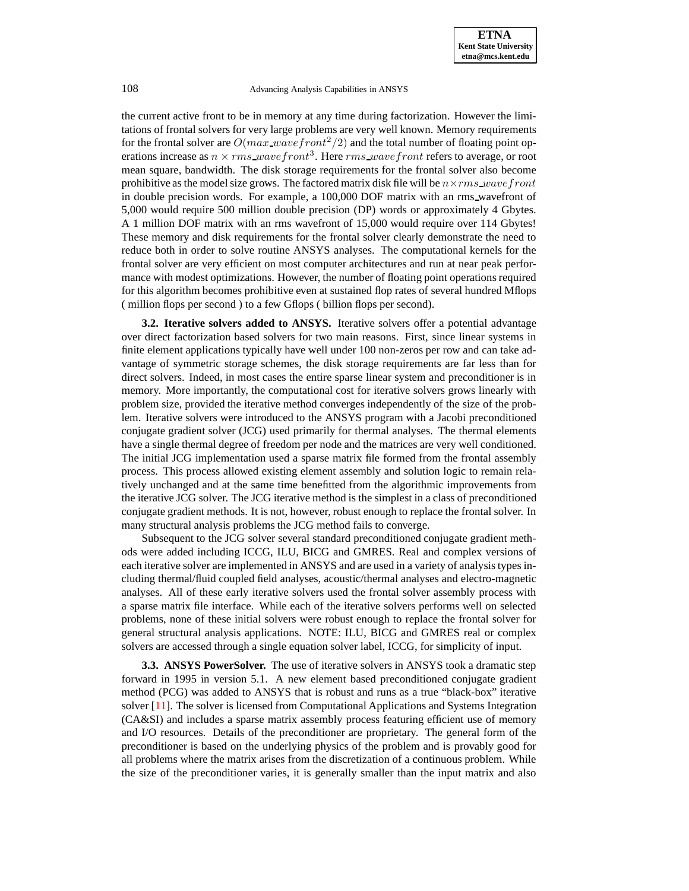the current active front to be in memory at any time during factorization. However the limitations of frontal solvers for very large problems are very well known. Memory requirements for the frontal solver are $O(max\_wavefront^2/2)$ and the total number of floating point operations increase as $n \times rms\_wavefront^3$. Here $rms\_wavefront$ refers to average, or root mean square, bandwidth. The disk storage requirements for the frontal solver also become prohibitive as the model size grows. The factored matrix disk file will be $n \times rms\_wavefront$ in double precision words. For example, a 100,000 DOF matrix with an rms_wavefront of 5,000 would require 500 million double precision (DP) words or approximately 4 Gbytes. A 1 million DOF matrix with an rms wavefront of 15,000 would require over 114 Gbytes! These memory and disk requirements for the frontal solver clearly demonstrate the need to reduce both in order to solve routine ANSYS analyses. The computational kernels for the frontal solver are very efficient on most computer architectures and run at near peak performance with modest optimizations. However, the number of floating point operations required for this algorithm becomes prohibitive even at sustained flop rates of several hundred Mflops ( million flops per second ) to a few Gflops ( billion flops per second).

**3.2. Iterative solvers added to ANSYS.** Iterative solvers offer a potential advantage over direct factorization based solvers for two main reasons. First, since linear systems in finite element applications typically have well under 100 non-zeros per row and can take advantage of symmetric storage schemes, the disk storage requirements are far less than for direct solvers. Indeed, in most cases the entire sparse linear system and preconditioner is in memory. More importantly, the computational cost for iterative solvers grows linearly with problem size, provided the iterative method converges independently of the size of the problem. Iterative solvers were introduced to the ANSYS program with a Jacobi preconditioned conjugate gradient solver (JCG) used primarily for thermal analyses. The thermal elements have a single thermal degree of freedom per node and the matrices are very well conditioned. The initial JCG implementation used a sparse matrix file formed from the frontal assembly process. This process allowed existing element assembly and solution logic to remain relatively unchanged and at the same time benefitted from the algorithmic improvements from the iterative JCG solver. The JCG iterative method is the simplest in a class of preconditioned conjugate gradient methods. It is not, however, robust enough to replace the frontal solver. In many structural analysis problems the JCG method fails to converge.

Subsequent to the JCG solver several standard preconditioned conjugate gradient methods were added including ICCG, ILU, BICG and GMRES. Real and complex versions of each iterative solver are implemented in ANSYS and are used in a variety of analysis types including thermal/fluid coupled field analyses, acoustic/thermal analyses and electro-magnetic analyses. All of these early iterative solvers used the frontal solver assembly process with a sparse matrix file interface. While each of the iterative solvers performs well on selected problems, none of these initial solvers were robust enough to replace the frontal solver for general structural analysis applications. NOTE: ILU, BICG and GMRES real or complex solvers are accessed through a single equation solver label, ICCG, for simplicity of input.

**3.3. ANSYS PowerSolver.** The use of iterative solvers in ANSYS took a dramatic step forward in 1995 in version 5.1. A new element based preconditioned conjugate gradient method (PCG) was added to ANSYS that is robust and runs as a true "black-box" iterative solver [11]. The solver is licensed from Computational Applications and Systems Integration (CA&SI) and includes a sparse matrix assembly process featuring efficient use of memory and I/O resources. Details of the preconditioner are proprietary. The general form of the preconditioner is based on the underlying physics of the problem and is provably good for all problems where the matrix arises from the discretization of a continuous problem. While the size of the preconditioner varies, it is generally smaller than the input matrix and also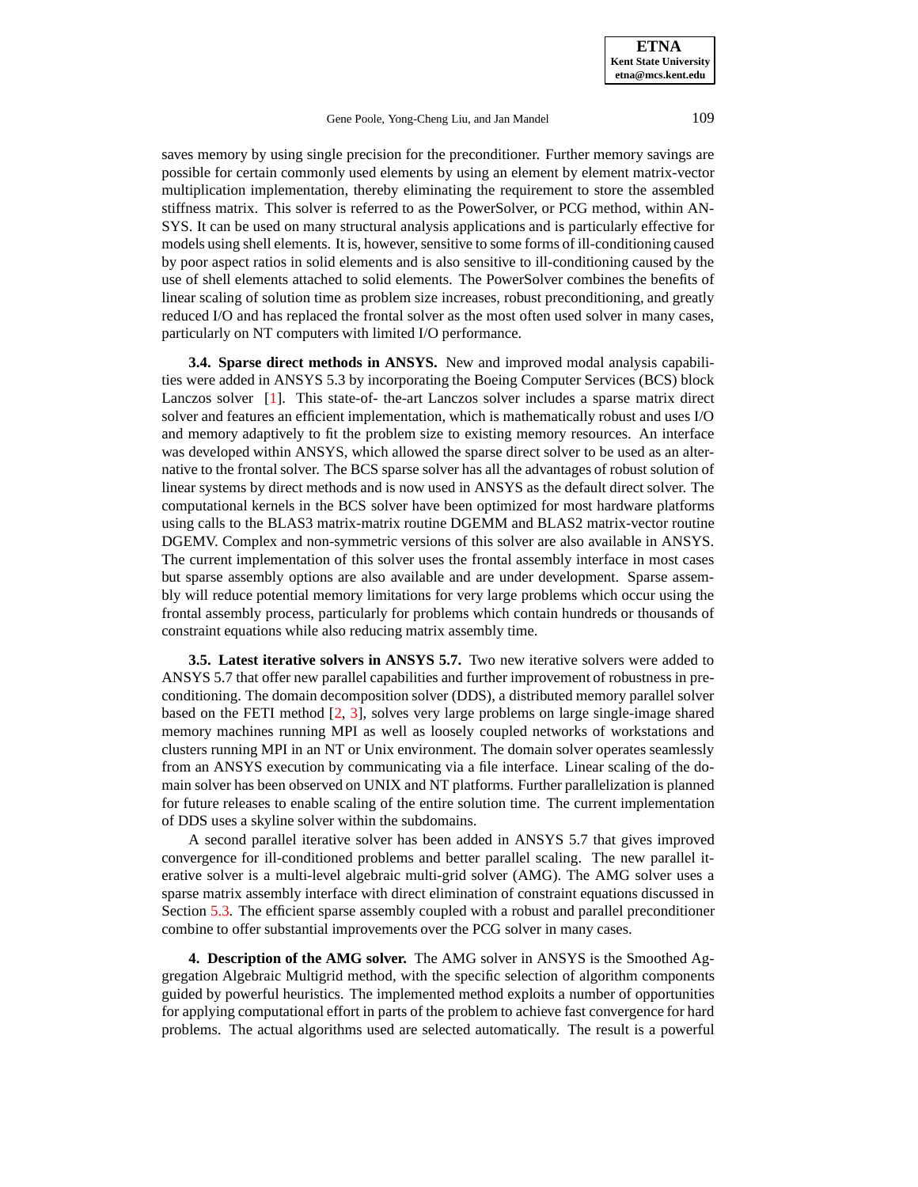saves memory by using single precision for the preconditioner. Further memory savings are possible for certain commonly used elements by using an element by element matrix-vector multiplication implementation, thereby eliminating the requirement to store the assembled stiffness matrix. This solver is referred to as the PowerSolver, or PCG method, within ANSYS. It can be used on many structural analysis applications and is particularly effective for models using shell elements. It is, however, sensitive to some forms of ill-conditioning caused by poor aspect ratios in solid elements and is also sensitive to ill-conditioning caused by the use of shell elements attached to solid elements. The PowerSolver combines the benefits of linear scaling of solution time as problem size increases, robust preconditioning, and greatly reduced I/O and has replaced the frontal solver as the most often used solver in many cases, particularly on NT computers with limited I/O performance.

**3.4. Sparse direct methods in ANSYS.** New and improved modal analysis capabilities were added in ANSYS 5.3 by incorporating the Boeing Computer Services (BCS) block Lanczos solver [1]. This state-of- the-art Lanczos solver includes a sparse matrix direct solver and features an efficient implementation, which is mathematically robust and uses I/O and memory adaptively to fit the problem size to existing memory resources. An interface was developed within ANSYS, which allowed the sparse direct solver to be used as an alternative to the frontal solver. The BCS sparse solver has all the advantages of robust solution of linear systems by direct methods and is now used in ANSYS as the default direct solver. The computational kernels in the BCS solver have been optimized for most hardware platforms using calls to the BLAS3 matrix-matrix routine DGEMM and BLAS2 matrix-vector routine DGEMV. Complex and non-symmetric versions of this solver are also available in ANSYS. The current implementation of this solver uses the frontal assembly interface in most cases but sparse assembly options are also available and are under development. Sparse assembly will reduce potential memory limitations for very large problems which occur using the frontal assembly process, particularly for problems which contain hundreds or thousands of constraint equations while also reducing matrix assembly time.

**3.5. Latest iterative solvers in ANSYS 5.7.** Two new iterative solvers were added to ANSYS 5.7 that offer new parallel capabilities and further improvement of robustness in preconditioning. The domain decomposition solver (DDS), a distributed memory parallel solver based on the FETI method [2, 3], solves very large problems on large single-image shared memory machines running MPI as well as loosely coupled networks of workstations and clusters running MPI in an NT or Unix environment. The domain solver operates seamlessly from an ANSYS execution by communicating via a file interface. Linear scaling of the domain solver has been observed on UNIX and NT platforms. Further parallelization is planned for future releases to enable scaling of the entire solution time. The current implementation of DDS uses a skyline solver within the subdomains.

A second parallel iterative solver has been added in ANSYS 5.7 that gives improved convergence for ill-conditioned problems and better parallel scaling. The new parallel iterative solver is a multi-level algebraic multi-grid solver (AMG). The AMG solver uses a sparse matrix assembly interface with direct elimination of constraint equations discussed in Section 5.3. The efficient sparse assembly coupled with a robust and parallel preconditioner combine to offer substantial improvements over the PCG solver in many cases.

**4. Description of the AMG solver.** The AMG solver in ANSYS is the Smoothed Aggregation Algebraic Multigrid method, with the specific selection of algorithm components guided by powerful heuristics. The implemented method exploits a number of opportunities for applying computational effort in parts of the problem to achieve fast convergence for hard problems. The actual algorithms used are selected automatically. The result is a powerful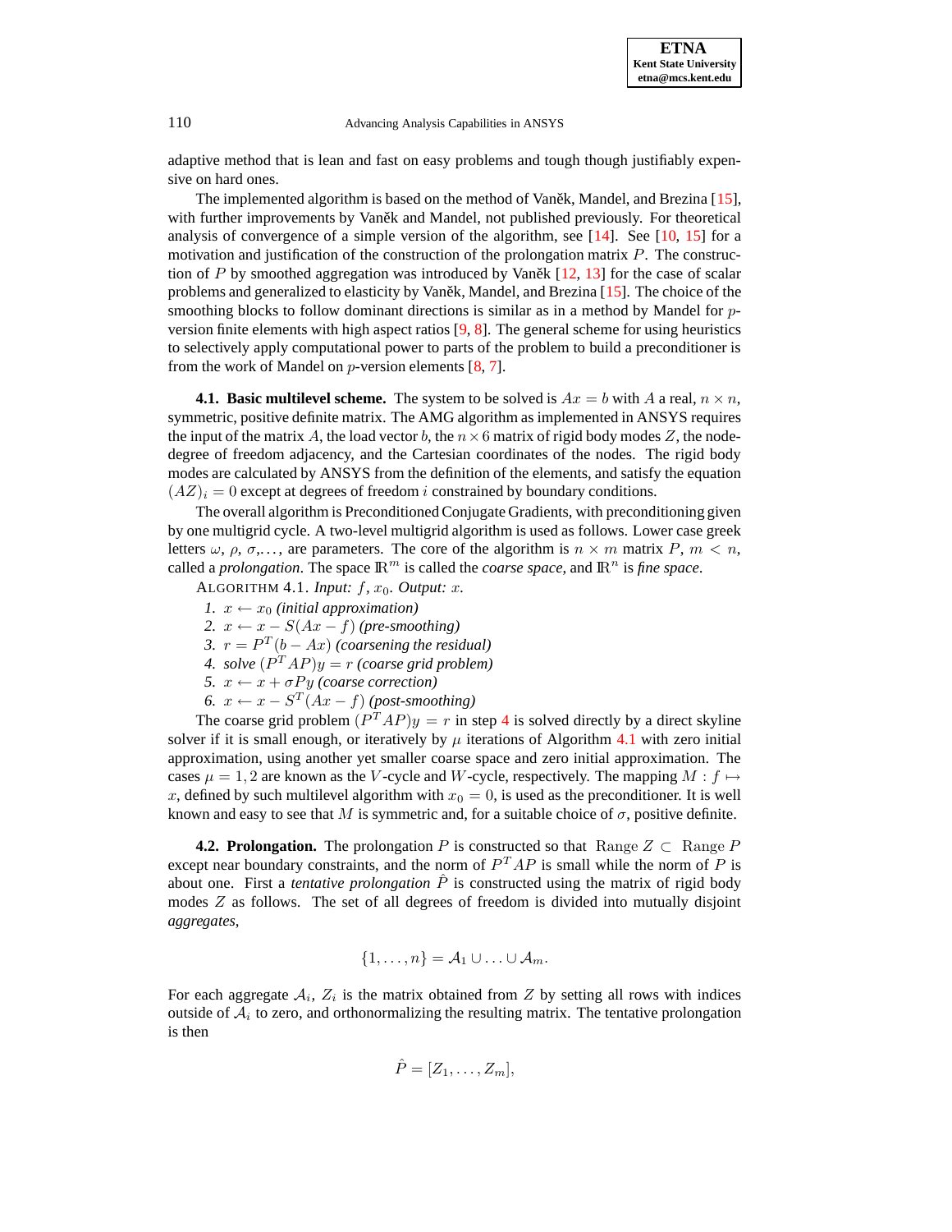adaptive method that is lean and fast on easy problems and tough though justifiably expensive on hard ones.

The implemented algorithm is based on the method of Vaněk, Mandel, and Brezina [15], with further improvements by Vaněk and Mandel, not published previously. For theoretical analysis of convergence of a simple version of the algorithm, see [14]. See [10, 15] for a motivation and justification of the construction of the prolongation matrix $P$. The construction of $P$ by smoothed aggregation was introduced by Vaněk [12, 13] for the case of scalar problems and generalized to elasticity by Vaněk, Mandel, and Brezina [15]. The choice of the smoothing blocks to follow dominant directions is similar as in a method by Mandel for $p$-version finite elements with high aspect ratios [9, 8]. The general scheme for using heuristics to selectively apply computational power to parts of the problem to build a preconditioner is from the work of Mandel on $p$-version elements [8, 7].

**4.1. Basic multilevel scheme.** The system to be solved is $Ax = b$ with $A$ a real, $n \times n$, symmetric, positive definite matrix. The AMG algorithm as implemented in ANSYS requires the input of the matrix $A$, the load vector $b$, the $n \times 6$ matrix of rigid body modes $Z$, the node-degree of freedom adjacency, and the Cartesian coordinates of the nodes. The rigid body modes are calculated by ANSYS from the definition of the elements, and satisfy the equation $(AZ)_i = 0$ except at degrees of freedom $i$ constrained by boundary conditions.

The overall algorithm is Preconditioned Conjugate Gradients, with preconditioning given by one multigrid cycle. A two-level multigrid algorithm is used as follows. Lower case greek letters $\omega$, $\rho$, $\sigma$,..., are parameters. The core of the algorithm is $n \times m$ matrix $P$, $m < n$, called a *prolongation*. The space $\mathbb{R}^m$ is called the *coarse space*, and $\mathbb{R}^n$ is *fine space*.

ALGORITHM 4.1. *Input:* $f$, $x_0$. *Output:* $x$.

1. $x \leftarrow x_0$ *(initial approximation)*
2. $x \leftarrow x - S(Ax - f)$ *(pre-smoothing)*
3. $r = P^T(b - Ax)$ *(coarsening the residual)*
4. *solve* $(P^T AP)y = r$ *(coarse grid problem)*
5. $x \leftarrow x + \sigma P y$ *(coarse correction)*
6. $x \leftarrow x - S^T(Ax - f)$ *(post-smoothing)*

The coarse grid problem $(P^T AP)y = r$ in step 4 is solved directly by a direct skyline solver if it is small enough, or iteratively by $\mu$ iterations of Algorithm 4.1 with zero initial approximation, using another yet smaller coarse space and zero initial approximation. The cases $\mu = 1, 2$ are known as the $V$-cycle and $W$-cycle, respectively. The mapping $M : f \mapsto x$, defined by such multilevel algorithm with $x_0 = 0$, is used as the preconditioner. It is well known and easy to see that $M$ is symmetric and, for a suitable choice of $\sigma$, positive definite.

**4.2. Prolongation.** The prolongation $P$ is constructed so that $\text{Range}\ Z \subset \text{Range}\ P$ except near boundary constraints, and the norm of $P^T AP$ is small while the norm of $P$ is about one. First a *tentative prolongation* $\hat{P}$ is constructed using the matrix of rigid body modes $Z$ as follows. The set of all degrees of freedom is divided into mutually disjoint *aggregates*,

$$\{1, \ldots, n\} = \mathcal{A}_1 \cup \ldots \cup \mathcal{A}_m.$$

For each aggregate $\mathcal{A}_i$, $Z_i$ is the matrix obtained from $Z$ by setting all rows with indices outside of $\mathcal{A}_i$ to zero, and orthonormalizing the resulting matrix. The tentative prolongation is then

$$\hat{P} = [Z_1, \ldots, Z_m],$$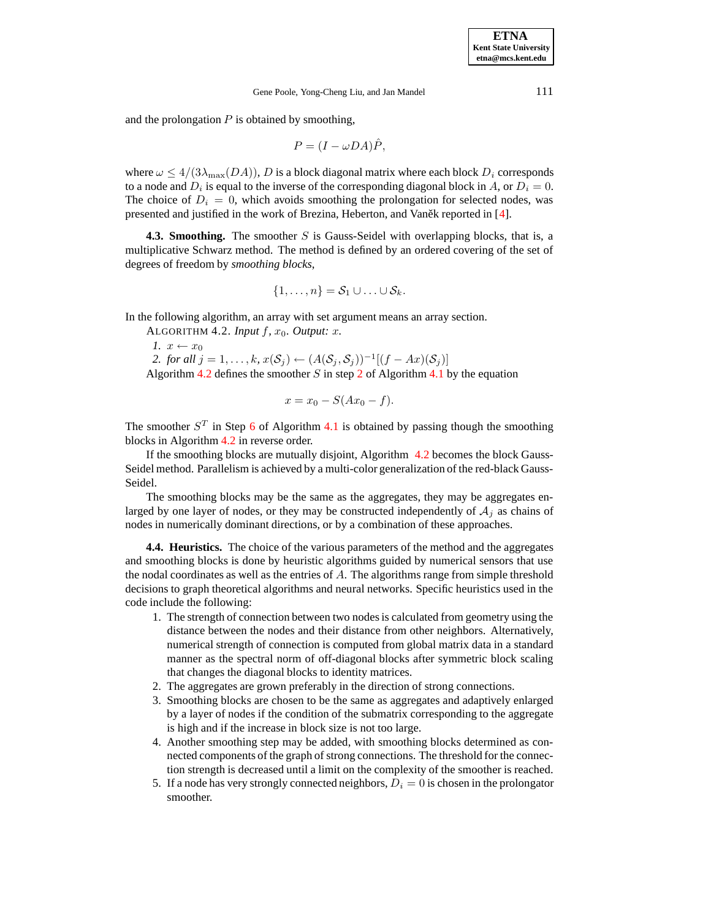and the prolongation $P$ is obtained by smoothing,

$$P = (I - \omega DA)\hat{P},$$

where $\omega \le 4/(3\lambda_{\max}(DA))$, $D$ is a block diagonal matrix where each block $D_i$ corresponds to a node and $D_i$ is equal to the inverse of the corresponding diagonal block in $A$, or $D_i = 0$. The choice of $D_i = 0$, which avoids smoothing the prolongation for selected nodes, was presented and justified in the work of Brezina, Heberton, and Vaněk reported in [4].

**4.3. Smoothing.** The smoother $S$ is Gauss-Seidel with overlapping blocks, that is, a multiplicative Schwarz method. The method is defined by an ordered covering of the set of degrees of freedom by *smoothing blocks*,

$$\{1, \ldots, n\} = \mathcal{S}_1 \cup \ldots \cup \mathcal{S}_k.$$

In the following algorithm, an array with set argument means an array section.

ALGORITHM 4.2. *Input* $f$, $x_0$. *Output:* $x$.

*1.* $x \leftarrow x_0$
*2. for all* $j = 1, \ldots, k$, $x(\mathcal{S}_j) \leftarrow (A(\mathcal{S}_j, \mathcal{S}_j))^{-1}[(f - Ax)(\mathcal{S}_j)]$

Algorithm 4.2 defines the smoother $S$ in step 2 of Algorithm 4.1 by the equation

$$x = x_0 - S(Ax_0 - f).$$

The smoother $S^T$ in Step 6 of Algorithm 4.1 is obtained by passing though the smoothing blocks in Algorithm 4.2 in reverse order.

If the smoothing blocks are mutually disjoint, Algorithm 4.2 becomes the block Gauss-Seidel method. Parallelism is achieved by a multi-color generalization of the red-black Gauss-Seidel.

The smoothing blocks may be the same as the aggregates, they may be aggregates enlarged by one layer of nodes, or they may be constructed independently of $\mathcal{A}_j$ as chains of nodes in numerically dominant directions, or by a combination of these approaches.

**4.4. Heuristics.** The choice of the various parameters of the method and the aggregates and smoothing blocks is done by heuristic algorithms guided by numerical sensors that use the nodal coordinates as well as the entries of $A$. The algorithms range from simple threshold decisions to graph theoretical algorithms and neural networks. Specific heuristics used in the code include the following:

1. The strength of connection between two nodes is calculated from geometry using the distance between the nodes and their distance from other neighbors. Alternatively, numerical strength of connection is computed from global matrix data in a standard manner as the spectral norm of off-diagonal blocks after symmetric block scaling that changes the diagonal blocks to identity matrices.
2. The aggregates are grown preferably in the direction of strong connections.
3. Smoothing blocks are chosen to be the same as aggregates and adaptively enlarged by a layer of nodes if the condition of the submatrix corresponding to the aggregate is high and if the increase in block size is not too large.
4. Another smoothing step may be added, with smoothing blocks determined as connected components of the graph of strong connections. The threshold for the connection strength is decreased until a limit on the complexity of the smoother is reached.
5. If a node has very strongly connected neighbors, $D_i = 0$ is chosen in the prolongator smoother.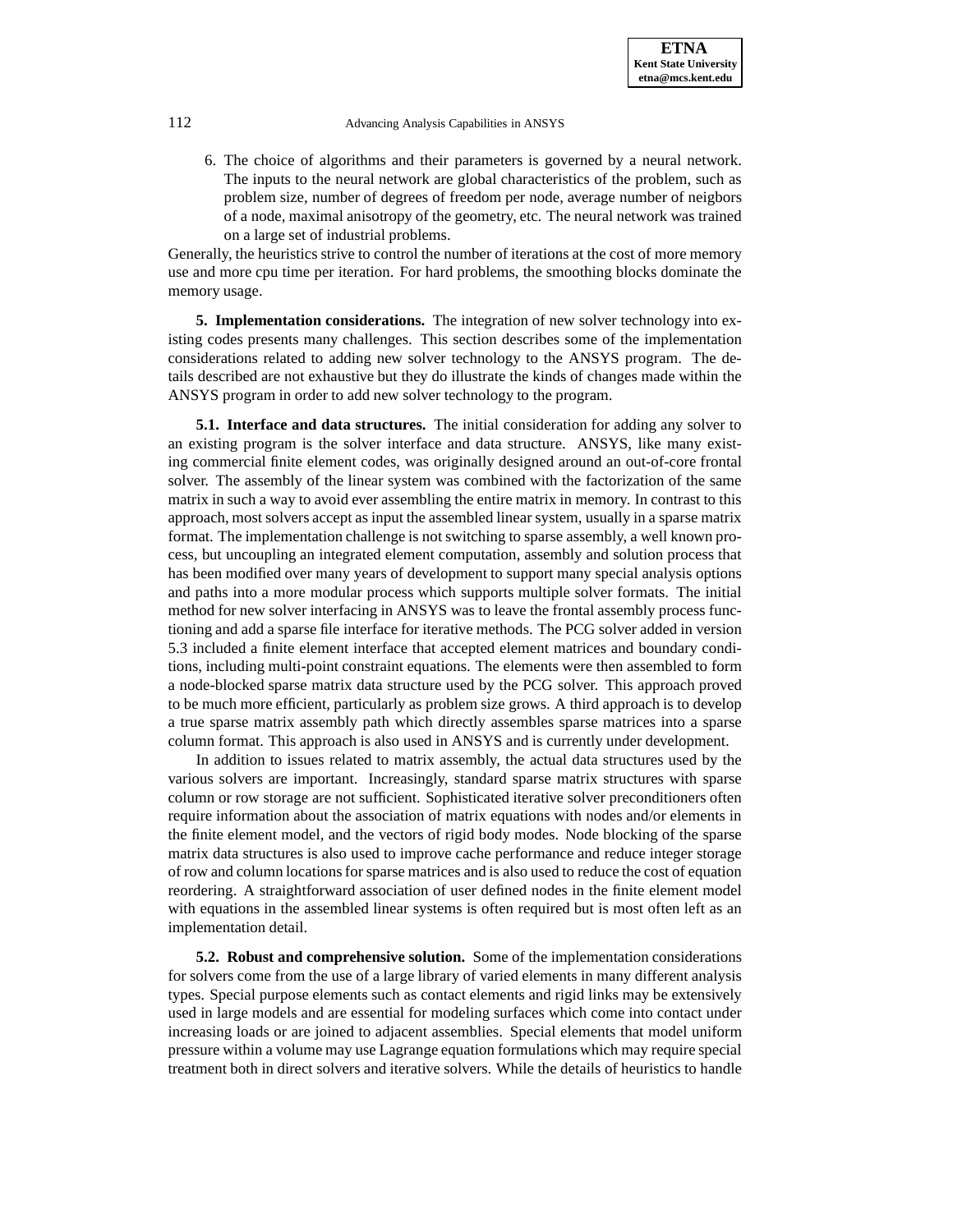6. The choice of algorithms and their parameters is governed by a neural network. The inputs to the neural network are global characteristics of the problem, such as problem size, number of degrees of freedom per node, average number of neigbors of a node, maximal anisotropy of the geometry, etc. The neural network was trained on a large set of industrial problems.

Generally, the heuristics strive to control the number of iterations at the cost of more memory use and more cpu time per iteration. For hard problems, the smoothing blocks dominate the memory usage.

## 5. Implementation considerations.

The integration of new solver technology into existing codes presents many challenges. This section describes some of the implementation considerations related to adding new solver technology to the ANSYS program. The details described are not exhaustive but they do illustrate the kinds of changes made within the ANSYS program in order to add new solver technology to the program.

### 5.1. Interface and data structures.

The initial consideration for adding any solver to an existing program is the solver interface and data structure. ANSYS, like many existing commercial finite element codes, was originally designed around an out-of-core frontal solver. The assembly of the linear system was combined with the factorization of the same matrix in such a way to avoid ever assembling the entire matrix in memory. In contrast to this approach, most solvers accept as input the assembled linear system, usually in a sparse matrix format. The implementation challenge is not switching to sparse assembly, a well known process, but uncoupling an integrated element computation, assembly and solution process that has been modified over many years of development to support many special analysis options and paths into a more modular process which supports multiple solver formats. The initial method for new solver interfacing in ANSYS was to leave the frontal assembly process functioning and add a sparse file interface for iterative methods. The PCG solver added in version 5.3 included a finite element interface that accepted element matrices and boundary conditions, including multi-point constraint equations. The elements were then assembled to form a node-blocked sparse matrix data structure used by the PCG solver. This approach proved to be much more efficient, particularly as problem size grows. A third approach is to develop a true sparse matrix assembly path which directly assembles sparse matrices into a sparse column format. This approach is also used in ANSYS and is currently under development.

In addition to issues related to matrix assembly, the actual data structures used by the various solvers are important. Increasingly, standard sparse matrix structures with sparse column or row storage are not sufficient. Sophisticated iterative solver preconditioners often require information about the association of matrix equations with nodes and/or elements in the finite element model, and the vectors of rigid body modes. Node blocking of the sparse matrix data structures is also used to improve cache performance and reduce integer storage of row and column locations for sparse matrices and is also used to reduce the cost of equation reordering. A straightforward association of user defined nodes in the finite element model with equations in the assembled linear systems is often required but is most often left as an implementation detail.

### 5.2. Robust and comprehensive solution.

Some of the implementation considerations for solvers come from the use of a large library of varied elements in many different analysis types. Special purpose elements such as contact elements and rigid links may be extensively used in large models and are essential for modeling surfaces which come into contact under increasing loads or are joined to adjacent assemblies. Special elements that model uniform pressure within a volume may use Lagrange equation formulations which may require special treatment both in direct solvers and iterative solvers. While the details of heuristics to handle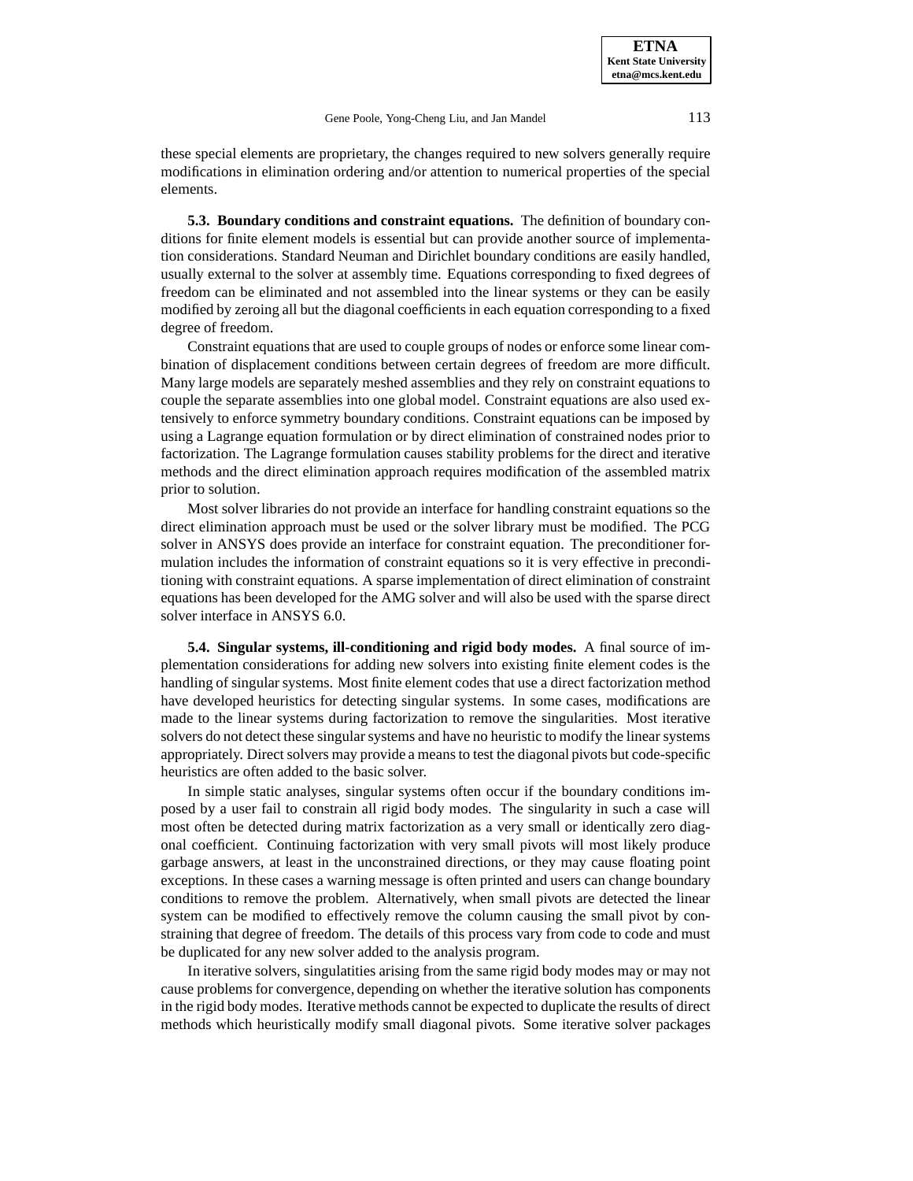these special elements are proprietary, the changes required to new solvers generally require modifications in elimination ordering and/or attention to numerical properties of the special elements.

**5.3. Boundary conditions and constraint equations.** The definition of boundary conditions for finite element models is essential but can provide another source of implementation considerations. Standard Neuman and Dirichlet boundary conditions are easily handled, usually external to the solver at assembly time. Equations corresponding to fixed degrees of freedom can be eliminated and not assembled into the linear systems or they can be easily modified by zeroing all but the diagonal coefficients in each equation corresponding to a fixed degree of freedom.

Constraint equations that are used to couple groups of nodes or enforce some linear combination of displacement conditions between certain degrees of freedom are more difficult. Many large models are separately meshed assemblies and they rely on constraint equations to couple the separate assemblies into one global model. Constraint equations are also used extensively to enforce symmetry boundary conditions. Constraint equations can be imposed by using a Lagrange equation formulation or by direct elimination of constrained nodes prior to factorization. The Lagrange formulation causes stability problems for the direct and iterative methods and the direct elimination approach requires modification of the assembled matrix prior to solution.

Most solver libraries do not provide an interface for handling constraint equations so the direct elimination approach must be used or the solver library must be modified. The PCG solver in ANSYS does provide an interface for constraint equation. The preconditioner formulation includes the information of constraint equations so it is very effective in preconditioning with constraint equations. A sparse implementation of direct elimination of constraint equations has been developed for the AMG solver and will also be used with the sparse direct solver interface in ANSYS 6.0.

**5.4. Singular systems, ill-conditioning and rigid body modes.** A final source of implementation considerations for adding new solvers into existing finite element codes is the handling of singular systems. Most finite element codes that use a direct factorization method have developed heuristics for detecting singular systems. In some cases, modifications are made to the linear systems during factorization to remove the singularities. Most iterative solvers do not detect these singular systems and have no heuristic to modify the linear systems appropriately. Direct solvers may provide a means to test the diagonal pivots but code-specific heuristics are often added to the basic solver.

In simple static analyses, singular systems often occur if the boundary conditions imposed by a user fail to constrain all rigid body modes. The singularity in such a case will most often be detected during matrix factorization as a very small or identically zero diagonal coefficient. Continuing factorization with very small pivots will most likely produce garbage answers, at least in the unconstrained directions, or they may cause floating point exceptions. In these cases a warning message is often printed and users can change boundary conditions to remove the problem. Alternatively, when small pivots are detected the linear system can be modified to effectively remove the column causing the small pivot by constraining that degree of freedom. The details of this process vary from code to code and must be duplicated for any new solver added to the analysis program.

In iterative solvers, singulatities arising from the same rigid body modes may or may not cause problems for convergence, depending on whether the iterative solution has components in the rigid body modes. Iterative methods cannot be expected to duplicate the results of direct methods which heuristically modify small diagonal pivots. Some iterative solver packages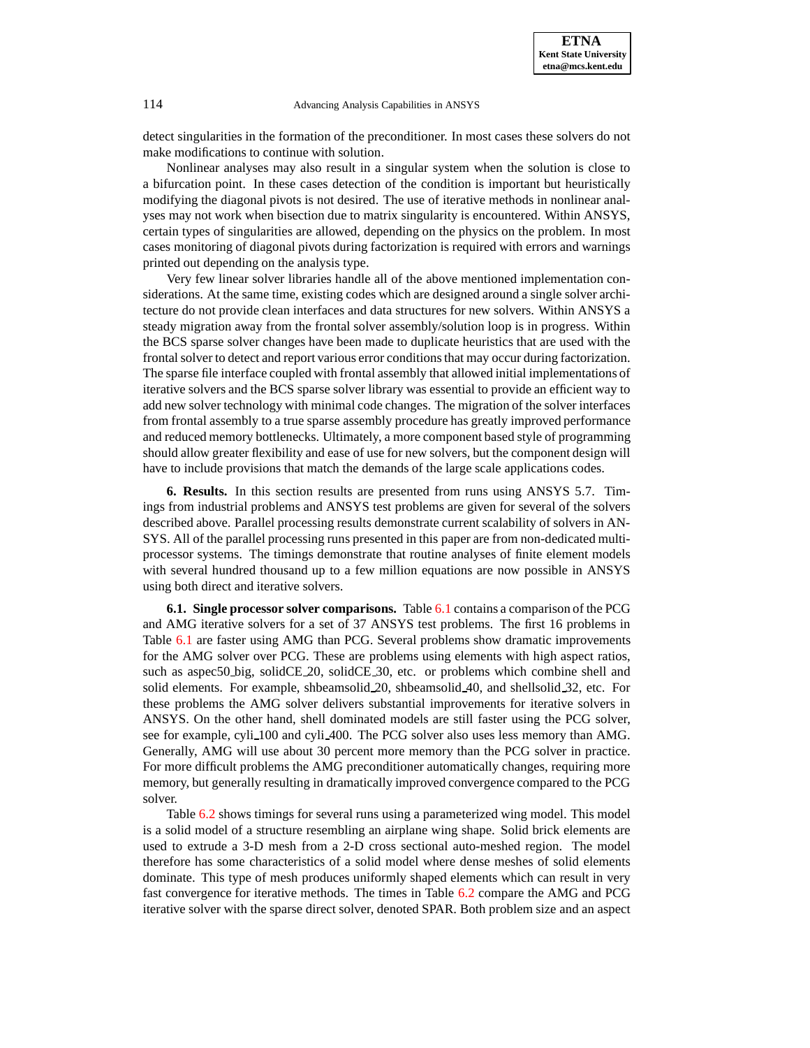detect singularities in the formation of the preconditioner. In most cases these solvers do not make modifications to continue with solution.

Nonlinear analyses may also result in a singular system when the solution is close to a bifurcation point. In these cases detection of the condition is important but heuristically modifying the diagonal pivots is not desired. The use of iterative methods in nonlinear analyses may not work when bisection due to matrix singularity is encountered. Within ANSYS, certain types of singularities are allowed, depending on the physics on the problem. In most cases monitoring of diagonal pivots during factorization is required with errors and warnings printed out depending on the analysis type.

Very few linear solver libraries handle all of the above mentioned implementation considerations. At the same time, existing codes which are designed around a single solver architecture do not provide clean interfaces and data structures for new solvers. Within ANSYS a steady migration away from the frontal solver assembly/solution loop is in progress. Within the BCS sparse solver changes have been made to duplicate heuristics that are used with the frontal solver to detect and report various error conditions that may occur during factorization. The sparse file interface coupled with frontal assembly that allowed initial implementations of iterative solvers and the BCS sparse solver library was essential to provide an efficient way to add new solver technology with minimal code changes. The migration of the solver interfaces from frontal assembly to a true sparse assembly procedure has greatly improved performance and reduced memory bottlenecks. Ultimately, a more component based style of programming should allow greater flexibility and ease of use for new solvers, but the component design will have to include provisions that match the demands of the large scale applications codes.

**6. Results.** In this section results are presented from runs using ANSYS 5.7. Timings from industrial problems and ANSYS test problems are given for several of the solvers described above. Parallel processing results demonstrate current scalability of solvers in ANSYS. All of the parallel processing runs presented in this paper are from non-dedicated multiprocessor systems. The timings demonstrate that routine analyses of finite element models with several hundred thousand up to a few million equations are now possible in ANSYS using both direct and iterative solvers.

**6.1. Single processor solver comparisons.** Table 6.1 contains a comparison of the PCG and AMG iterative solvers for a set of 37 ANSYS test problems. The first 16 problems in Table 6.1 are faster using AMG than PCG. Several problems show dramatic improvements for the AMG solver over PCG. These are problems using elements with high aspect ratios, such as aspec50_big, solidCE_20, solidCE_30, etc. or problems which combine shell and solid elements. For example, shbeamsolid_20, shbeamsolid_40, and shellsolid_32, etc. For these problems the AMG solver delivers substantial improvements for iterative solvers in ANSYS. On the other hand, shell dominated models are still faster using the PCG solver, see for example, cyli_100 and cyli_400. The PCG solver also uses less memory than AMG. Generally, AMG will use about 30 percent more memory than the PCG solver in practice. For more difficult problems the AMG preconditioner automatically changes, requiring more memory, but generally resulting in dramatically improved convergence compared to the PCG solver.

Table 6.2 shows timings for several runs using a parameterized wing model. This model is a solid model of a structure resembling an airplane wing shape. Solid brick elements are used to extrude a 3-D mesh from a 2-D cross sectional auto-meshed region. The model therefore has some characteristics of a solid model where dense meshes of solid elements dominate. This type of mesh produces uniformly shaped elements which can result in very fast convergence for iterative methods. The times in Table 6.2 compare the AMG and PCG iterative solver with the sparse direct solver, denoted SPAR. Both problem size and an aspect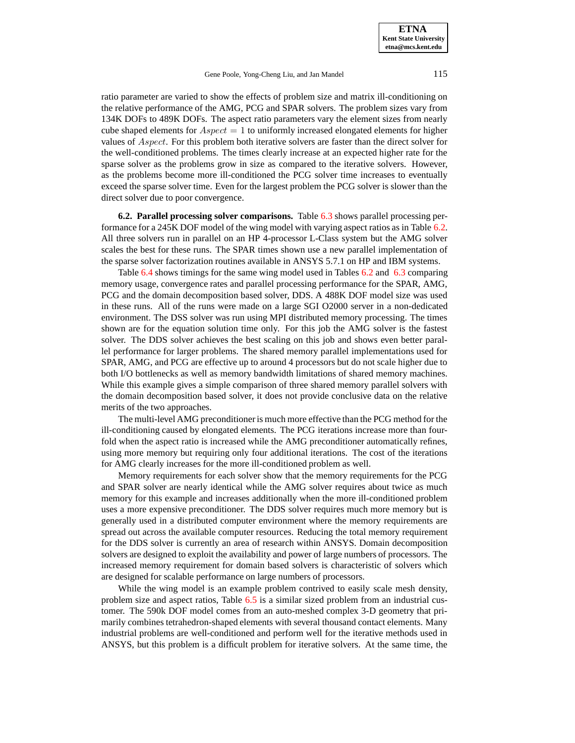ratio parameter are varied to show the effects of problem size and matrix ill-conditioning on the relative performance of the AMG, PCG and SPAR solvers. The problem sizes vary from 134K DOFs to 489K DOFs. The aspect ratio parameters vary the element sizes from nearly cube shaped elements for $Aspect = 1$ to uniformly increased elongated elements for higher values of $Aspect$. For this problem both iterative solvers are faster than the direct solver for the well-conditioned problems. The times clearly increase at an expected higher rate for the sparse solver as the problems grow in size as compared to the iterative solvers. However, as the problems become more ill-conditioned the PCG solver time increases to eventually exceed the sparse solver time. Even for the largest problem the PCG solver is slower than the direct solver due to poor convergence.

**6.2. Parallel processing solver comparisons.** Table 6.3 shows parallel processing performance for a 245K DOF model of the wing model with varying aspect ratios as in Table 6.2. All three solvers run in parallel on an HP 4-processor L-Class system but the AMG solver scales the best for these runs. The SPAR times shown use a new parallel implementation of the sparse solver factorization routines available in ANSYS 5.7.1 on HP and IBM systems.

Table 6.4 shows timings for the same wing model used in Tables 6.2 and 6.3 comparing memory usage, convergence rates and parallel processing performance for the SPAR, AMG, PCG and the domain decomposition based solver, DDS. A 488K DOF model size was used in these runs. All of the runs were made on a large SGI O2000 server in a non-dedicated environment. The DSS solver was run using MPI distributed memory processing. The times shown are for the equation solution time only. For this job the AMG solver is the fastest solver. The DDS solver achieves the best scaling on this job and shows even better parallel performance for larger problems. The shared memory parallel implementations used for SPAR, AMG, and PCG are effective up to around 4 processors but do not scale higher due to both I/O bottlenecks as well as memory bandwidth limitations of shared memory machines. While this example gives a simple comparison of three shared memory parallel solvers with the domain decomposition based solver, it does not provide conclusive data on the relative merits of the two approaches.

The multi-level AMG preconditioner is much more effective than the PCG method for the ill-conditioning caused by elongated elements. The PCG iterations increase more than four-fold when the aspect ratio is increased while the AMG preconditioner automatically refines, using more memory but requiring only four additional iterations. The cost of the iterations for AMG clearly increases for the more ill-conditioned problem as well.

Memory requirements for each solver show that the memory requirements for the PCG and SPAR solver are nearly identical while the AMG solver requires about twice as much memory for this example and increases additionally when the more ill-conditioned problem uses a more expensive preconditioner. The DDS solver requires much more memory but is generally used in a distributed computer environment where the memory requirements are spread out across the available computer resources. Reducing the total memory requirement for the DDS solver is currently an area of research within ANSYS. Domain decomposition solvers are designed to exploit the availability and power of large numbers of processors. The increased memory requirement for domain based solvers is characteristic of solvers which are designed for scalable performance on large numbers of processors.

While the wing model is an example problem contrived to easily scale mesh density, problem size and aspect ratios, Table 6.5 is a similar sized problem from an industrial customer. The 590k DOF model comes from an auto-meshed complex 3-D geometry that primarily combines tetrahedron-shaped elements with several thousand contact elements. Many industrial problems are well-conditioned and perform well for the iterative methods used in ANSYS, but this problem is a difficult problem for iterative solvers. At the same time, the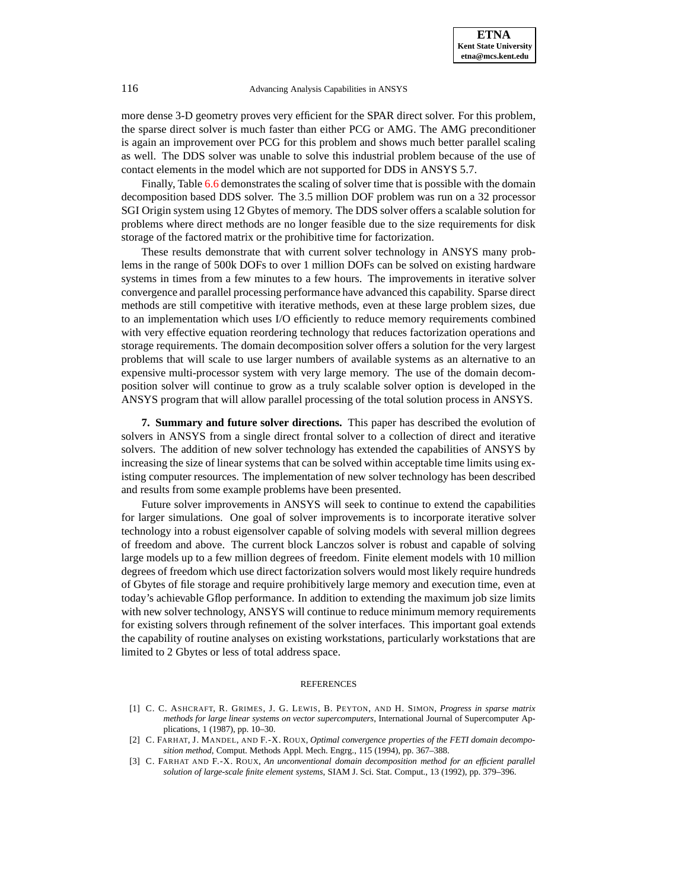more dense 3-D geometry proves very efficient for the SPAR direct solver. For this problem, the sparse direct solver is much faster than either PCG or AMG. The AMG preconditioner is again an improvement over PCG for this problem and shows much better parallel scaling as well. The DDS solver was unable to solve this industrial problem because of the use of contact elements in the model which are not supported for DDS in ANSYS 5.7.

Finally, Table 6.6 demonstrates the scaling of solver time that is possible with the domain decomposition based DDS solver. The 3.5 million DOF problem was run on a 32 processor SGI Origin system using 12 Gbytes of memory. The DDS solver offers a scalable solution for problems where direct methods are no longer feasible due to the size requirements for disk storage of the factored matrix or the prohibitive time for factorization.

These results demonstrate that with current solver technology in ANSYS many problems in the range of 500k DOFs to over 1 million DOFs can be solved on existing hardware systems in times from a few minutes to a few hours. The improvements in iterative solver convergence and parallel processing performance have advanced this capability. Sparse direct methods are still competitive with iterative methods, even at these large problem sizes, due to an implementation which uses I/O efficiently to reduce memory requirements combined with very effective equation reordering technology that reduces factorization operations and storage requirements. The domain decomposition solver offers a solution for the very largest problems that will scale to use larger numbers of available systems as an alternative to an expensive multi-processor system with very large memory. The use of the domain decomposition solver will continue to grow as a truly scalable solver option is developed in the ANSYS program that will allow parallel processing of the total solution process in ANSYS.

**7. Summary and future solver directions.** This paper has described the evolution of solvers in ANSYS from a single direct frontal solver to a collection of direct and iterative solvers. The addition of new solver technology has extended the capabilities of ANSYS by increasing the size of linear systems that can be solved within acceptable time limits using existing computer resources. The implementation of new solver technology has been described and results from some example problems have been presented.

Future solver improvements in ANSYS will seek to continue to extend the capabilities for larger simulations. One goal of solver improvements is to incorporate iterative solver technology into a robust eigensolver capable of solving models with several million degrees of freedom and above. The current block Lanczos solver is robust and capable of solving large models up to a few million degrees of freedom. Finite element models with 10 million degrees of freedom which use direct factorization solvers would most likely require hundreds of Gbytes of file storage and require prohibitively large memory and execution time, even at today's achievable Gflop performance. In addition to extending the maximum job size limits with new solver technology, ANSYS will continue to reduce minimum memory requirements for existing solvers through refinement of the solver interfaces. This important goal extends the capability of routine analyses on existing workstations, particularly workstations that are limited to 2 Gbytes or less of total address space.

## REFERENCES

[1] C. C. Ashcraft, R. Grimes, J. G. Lewis, B. Peyton, and H. Simon, *Progress in sparse matrix methods for large linear systems on vector supercomputers*, International Journal of Supercomputer Applications, 1 (1987), pp. 10–30.

[2] C. Farhat, J. Mandel, and F.-X. Roux, *Optimal convergence properties of the FETI domain decomposition method*, Comput. Methods Appl. Mech. Engrg., 115 (1994), pp. 367–388.

[3] C. Farhat and F.-X. Roux, *An unconventional domain decomposition method for an efficient parallel solution of large-scale finite element systems*, SIAM J. Sci. Stat. Comput., 13 (1992), pp. 379–396.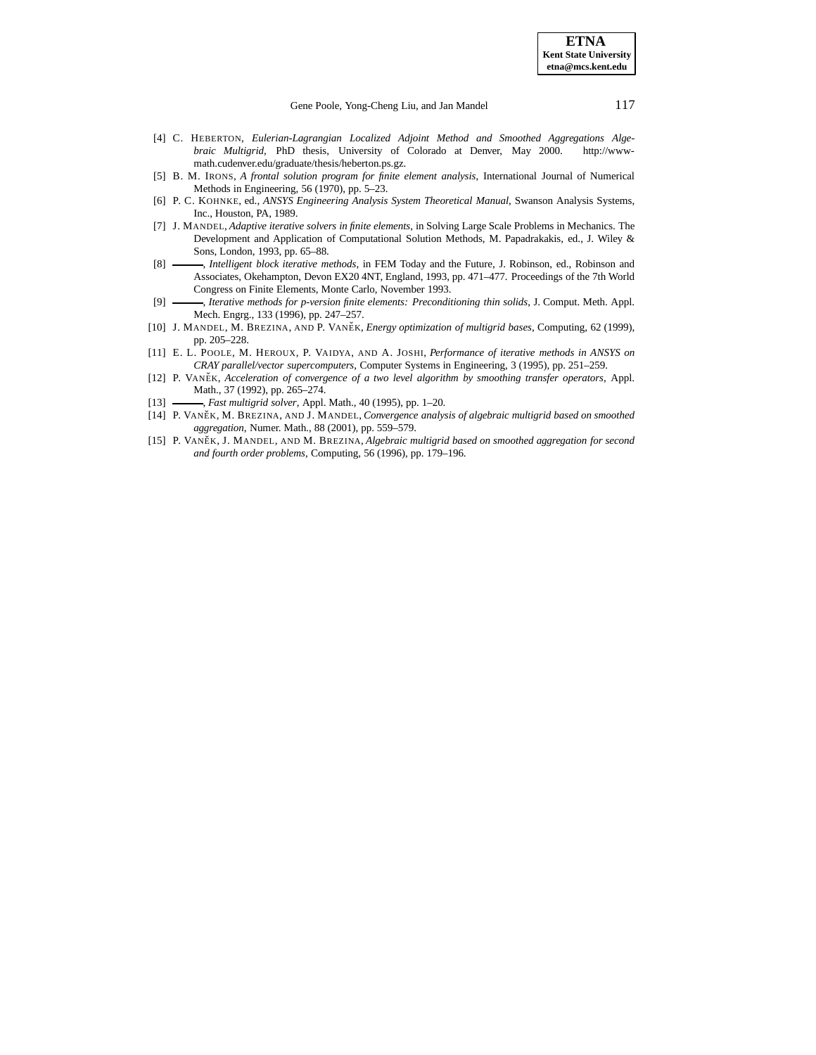[4] C. HEBERTON, *Eulerian-Lagrangian Localized Adjoint Method and Smoothed Aggregations Algebraic Multigrid*, PhD thesis, University of Colorado at Denver, May 2000. http://www-math.cudenver.edu/graduate/thesis/heberton.ps.gz.

[5] B. M. IRONS, *A frontal solution program for finite element analysis*, International Journal of Numerical Methods in Engineering, 56 (1970), pp. 5–23.

[6] P. C. KOHNKE, ed., *ANSYS Engineering Analysis System Theoretical Manual*, Swanson Analysis Systems, Inc., Houston, PA, 1989.

[7] J. MANDEL, *Adaptive iterative solvers in finite elements*, in Solving Large Scale Problems in Mechanics. The Development and Application of Computational Solution Methods, M. Papadrakakis, ed., J. Wiley & Sons, London, 1993, pp. 65–88.

[8] ———, *Intelligent block iterative methods*, in FEM Today and the Future, J. Robinson, ed., Robinson and Associates, Okehampton, Devon EX20 4NT, England, 1993, pp. 471–477. Proceedings of the 7th World Congress on Finite Elements, Monte Carlo, November 1993.

[9] ———, *Iterative methods for p-version finite elements: Preconditioning thin solids*, J. Comput. Meth. Appl. Mech. Engrg., 133 (1996), pp. 247–257.

[10] J. MANDEL, M. BREZINA, AND P. VANĚK, *Energy optimization of multigrid bases*, Computing, 62 (1999), pp. 205–228.

[11] E. L. POOLE, M. HEROUX, P. VAIDYA, AND A. JOSHI, *Performance of iterative methods in ANSYS on CRAY parallel/vector supercomputers*, Computer Systems in Engineering, 3 (1995), pp. 251–259.

[12] P. VANĚK, *Acceleration of convergence of a two level algorithm by smoothing transfer operators*, Appl. Math., 37 (1992), pp. 265–274.

[13] ———, *Fast multigrid solver*, Appl. Math., 40 (1995), pp. 1–20.

[14] P. VANĚK, M. BREZINA, AND J. MANDEL, *Convergence analysis of algebraic multigrid based on smoothed aggregation*, Numer. Math., 88 (2001), pp. 559–579.

[15] P. VANĚK, J. MANDEL, AND M. BREZINA, *Algebraic multigrid based on smoothed aggregation for second and fourth order problems*, Computing, 56 (1996), pp. 179–196.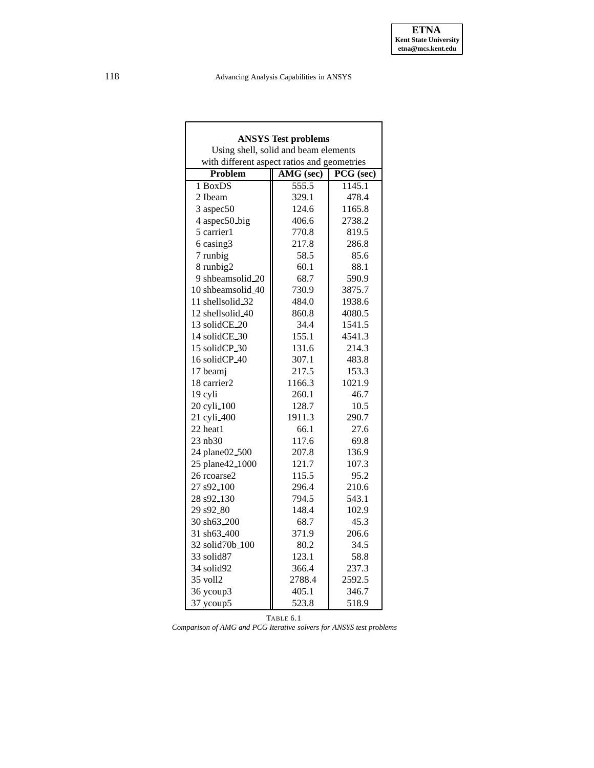| **ANSYS Test problems** Using shell, solid and beam elements with different aspect ratios and geometries | | |
|---|---|---|
| **Problem** | **AMG (sec)** | **PCG (sec)** |
| 1 BoxDS | 555.5 | 1145.1 |
| 2 Ibeam | 329.1 | 478.4 |
| 3 aspec50 | 124.6 | 1165.8 |
| 4 aspec50_big | 406.6 | 2738.2 |
| 5 carrier1 | 770.8 | 819.5 |
| 6 casing3 | 217.8 | 286.8 |
| 7 runbig | 58.5 | 85.6 |
| 8 runbig2 | 60.1 | 88.1 |
| 9 shbeamsolid_20 | 68.7 | 590.9 |
| 10 shbeamsolid_40 | 730.9 | 3875.7 |
| 11 shellsolid_32 | 484.0 | 1938.6 |
| 12 shellsolid_40 | 860.8 | 4080.5 |
| 13 solidCE_20 | 34.4 | 1541.5 |
| 14 solidCE_30 | 155.1 | 4541.3 |
| 15 solidCP_30 | 131.6 | 214.3 |
| 16 solidCP_40 | 307.1 | 483.8 |
| 17 beamj | 217.5 | 153.3 |
| 18 carrier2 | 1166.3 | 1021.9 |
| 19 cyli | 260.1 | 46.7 |
| 20 cyli_100 | 128.7 | 10.5 |
| 21 cyli_400 | 1911.3 | 290.7 |
| 22 heat1 | 66.1 | 27.6 |
| 23 nb30 | 117.6 | 69.8 |
| 24 plane02_500 | 207.8 | 136.9 |
| 25 plane42_1000 | 121.7 | 107.3 |
| 26 rcoarse2 | 115.5 | 95.2 |
| 27 s92_100 | 296.4 | 210.6 |
| 28 s92_130 | 794.5 | 543.1 |
| 29 s92_80 | 148.4 | 102.9 |
| 30 sh63_200 | 68.7 | 45.3 |
| 31 sh63_400 | 371.9 | 206.6 |
| 32 solid70b_100 | 80.2 | 34.5 |
| 33 solid87 | 123.1 | 58.8 |
| 34 solid92 | 366.4 | 237.3 |
| 35 voll2 | 2788.4 | 2592.5 |
| 36 ycoup3 | 405.1 | 346.7 |
| 37 ycoup5 | 523.8 | 518.9 |

TABLE 6.1
*Comparison of AMG and PCG Iterative solvers for ANSYS test problems*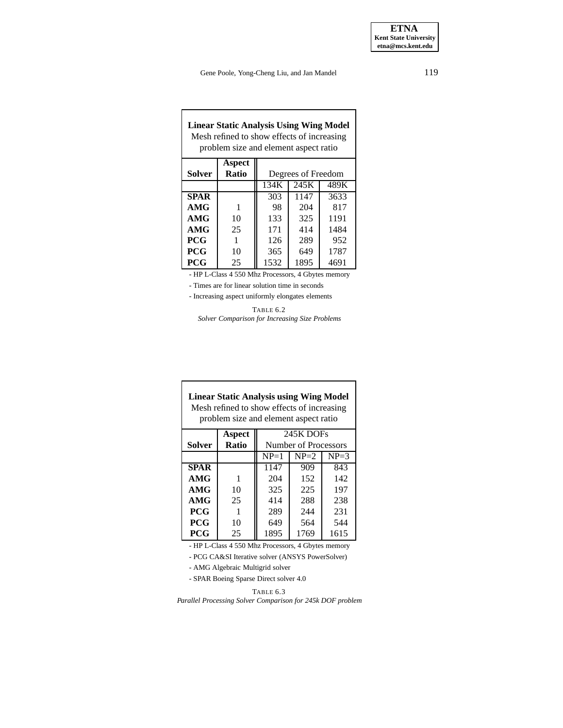| **Linear Static Analysis Using Wing Model**<br>Mesh refined to show effects of increasing problem size and element aspect ratio | | | | |
|---|---|---|---|---|
| **Solver** | **Aspect Ratio** | Degrees of Freedom | | |
| | | 134K | 245K | 489K |
| **SPAR** | | 303 | 1147 | 3633 |
| **AMG** | 1 | 98 | 204 | 817 |
| **AMG** | 10 | 133 | 325 | 1191 |
| **AMG** | 25 | 171 | 414 | 1484 |
| **PCG** | 1 | 126 | 289 | 952 |
| **PCG** | 10 | 365 | 649 | 1787 |
| **PCG** | 25 | 1532 | 1895 | 4691 |

- HP L-Class 4 550 Mhz Processors, 4 Gbytes memory
- Times are for linear solution time in seconds
- Increasing aspect uniformly elongates elements

TABLE 6.2
*Solver Comparison for Increasing Size Problems*

| **Linear Static Analysis using Wing Model**<br>Mesh refined to show effects of increasing problem size and element aspect ratio | | | | |
|---|---|---|---|---|
| **Solver** | **Aspect Ratio** | 245K DOFs<br>Number of Processors | | |
| | | NP=1 | NP=2 | NP=3 |
| **SPAR** | | 1147 | 909 | 843 |
| **AMG** | 1 | 204 | 152 | 142 |
| **AMG** | 10 | 325 | 225 | 197 |
| **AMG** | 25 | 414 | 288 | 238 |
| **PCG** | 1 | 289 | 244 | 231 |
| **PCG** | 10 | 649 | 564 | 544 |
| **PCG** | 25 | 1895 | 1769 | 1615 |

- HP L-Class 4 550 Mhz Processors, 4 Gbytes memory
- PCG CA&SI Iterative solver (ANSYS PowerSolver)
- AMG Algebraic Multigrid solver
- SPAR Boeing Sparse Direct solver 4.0

TABLE 6.3
*Parallel Processing Solver Comparison for 245k DOF problem*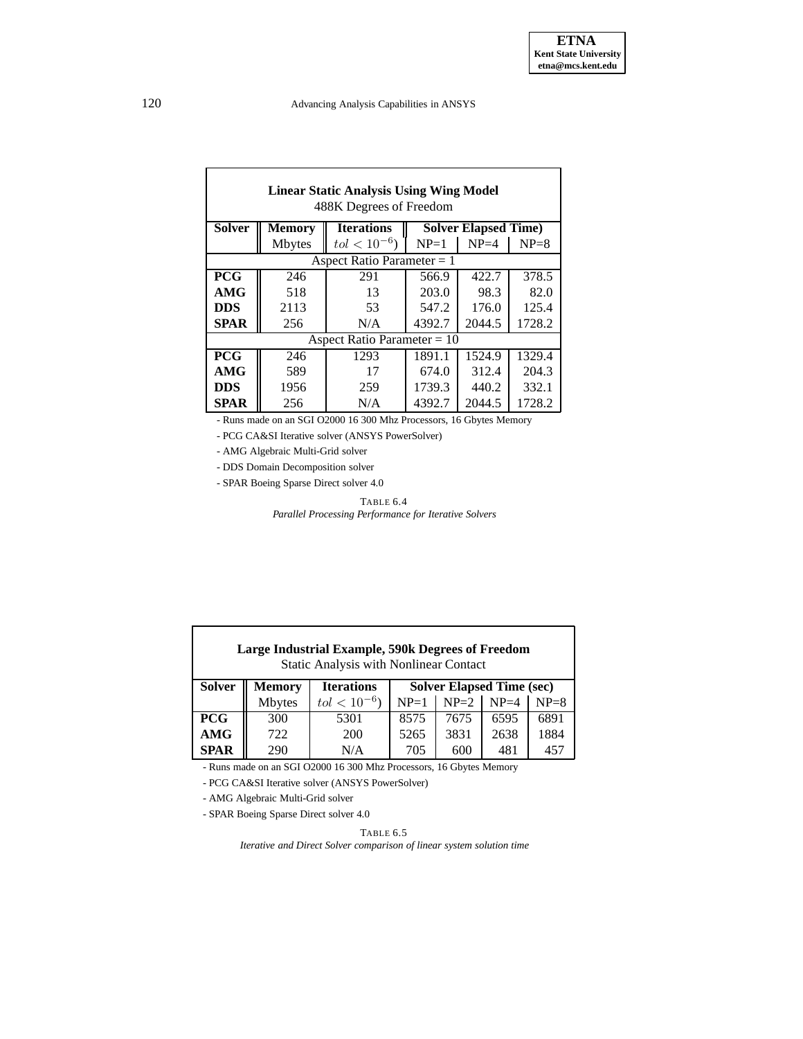| **Linear Static Analysis Using Wing Model** 488K Degrees of Freedom | | | | | |
|---|---|---|---|---|---|
| **Solver** | **Memory** | **Iterations** | **Solver Elapsed Time)** | | |
| | Mbytes | $tol < 10^{-6}$) | NP=1 | NP=4 | NP=8 |
| Aspect Ratio Parameter = 1 | | | | | |
| **PCG** | 246 | 291 | 566.9 | 422.7 | 378.5 |
| **AMG** | 518 | 13 | 203.0 | 98.3 | 82.0 |
| **DDS** | 2113 | 53 | 547.2 | 176.0 | 125.4 |
| **SPAR** | 256 | N/A | 4392.7 | 2044.5 | 1728.2 |
| Aspect Ratio Parameter = 10 | | | | | |
| **PCG** | 246 | 1293 | 1891.1 | 1524.9 | 1329.4 |
| **AMG** | 589 | 17 | 674.0 | 312.4 | 204.3 |
| **DDS** | 1956 | 259 | 1739.3 | 440.2 | 332.1 |
| **SPAR** | 256 | N/A | 4392.7 | 2044.5 | 1728.2 |

- Runs made on an SGI O2000 16 300 Mhz Processors, 16 Gbytes Memory
- PCG CA&SI Iterative solver (ANSYS PowerSolver)
- AMG Algebraic Multi-Grid solver
- DDS Domain Decomposition solver
- SPAR Boeing Sparse Direct solver 4.0

TABLE 6.4
*Parallel Processing Performance for Iterative Solvers*

| **Large Industrial Example, 590k Degrees of Freedom** Static Analysis with Nonlinear Contact | | | | | | |
|---|---|---|---|---|---|---|
| **Solver** | **Memory** | **Iterations** | **Solver Elapsed Time (sec)** | | | |
| | Mbytes | $tol < 10^{-6}$) | NP=1 | NP=2 | NP=4 | NP=8 |
| **PCG** | 300 | 5301 | 8575 | 7675 | 6595 | 6891 |
| **AMG** | 722 | 200 | 5265 | 3831 | 2638 | 1884 |
| **SPAR** | 290 | N/A | 705 | 600 | 481 | 457 |

- Runs made on an SGI O2000 16 300 Mhz Processors, 16 Gbytes Memory
- PCG CA&SI Iterative solver (ANSYS PowerSolver)
- AMG Algebraic Multi-Grid solver
- SPAR Boeing Sparse Direct solver 4.0

TABLE 6.5
*Iterative and Direct Solver comparison of linear system solution time*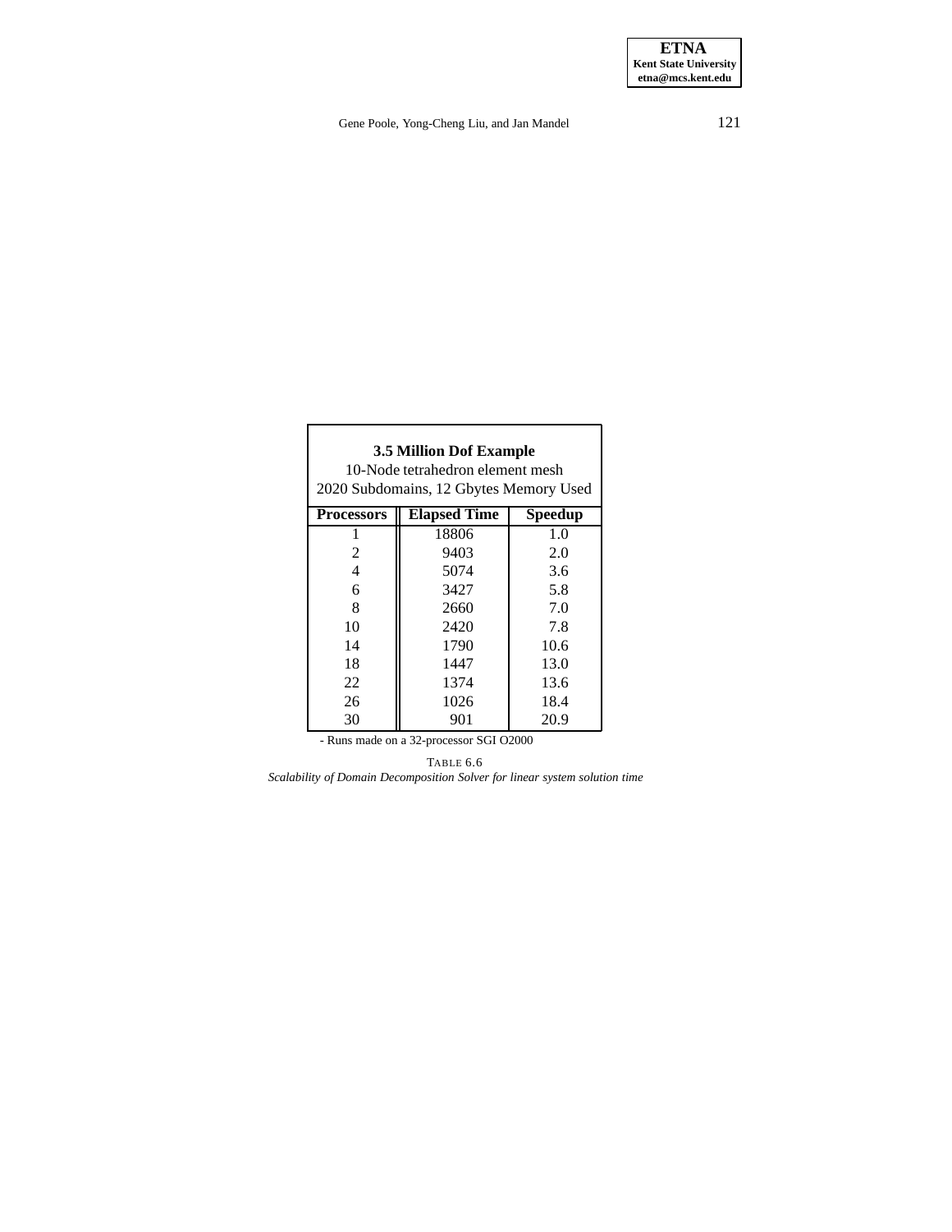| **3.5 Million Dof Example**<br>10-Node tetrahedron element mesh<br>2020 Subdomains, 12 Gbytes Memory Used | | |
|---|---|---|
| **Processors** | **Elapsed Time** | **Speedup** |
| 1 | 18806 | 1.0 |
| 2 | 9403 | 2.0 |
| 4 | 5074 | 3.6 |
| 6 | 3427 | 5.8 |
| 8 | 2660 | 7.0 |
| 10 | 2420 | 7.8 |
| 14 | 1790 | 10.6 |
| 18 | 1447 | 13.0 |
| 22 | 1374 | 13.6 |
| 26 | 1026 | 18.4 |
| 30 | 901 | 20.9 |

- Runs made on a 32-processor SGI O2000

TABLE 6.6

*Scalability of Domain Decomposition Solver for linear system solution time*